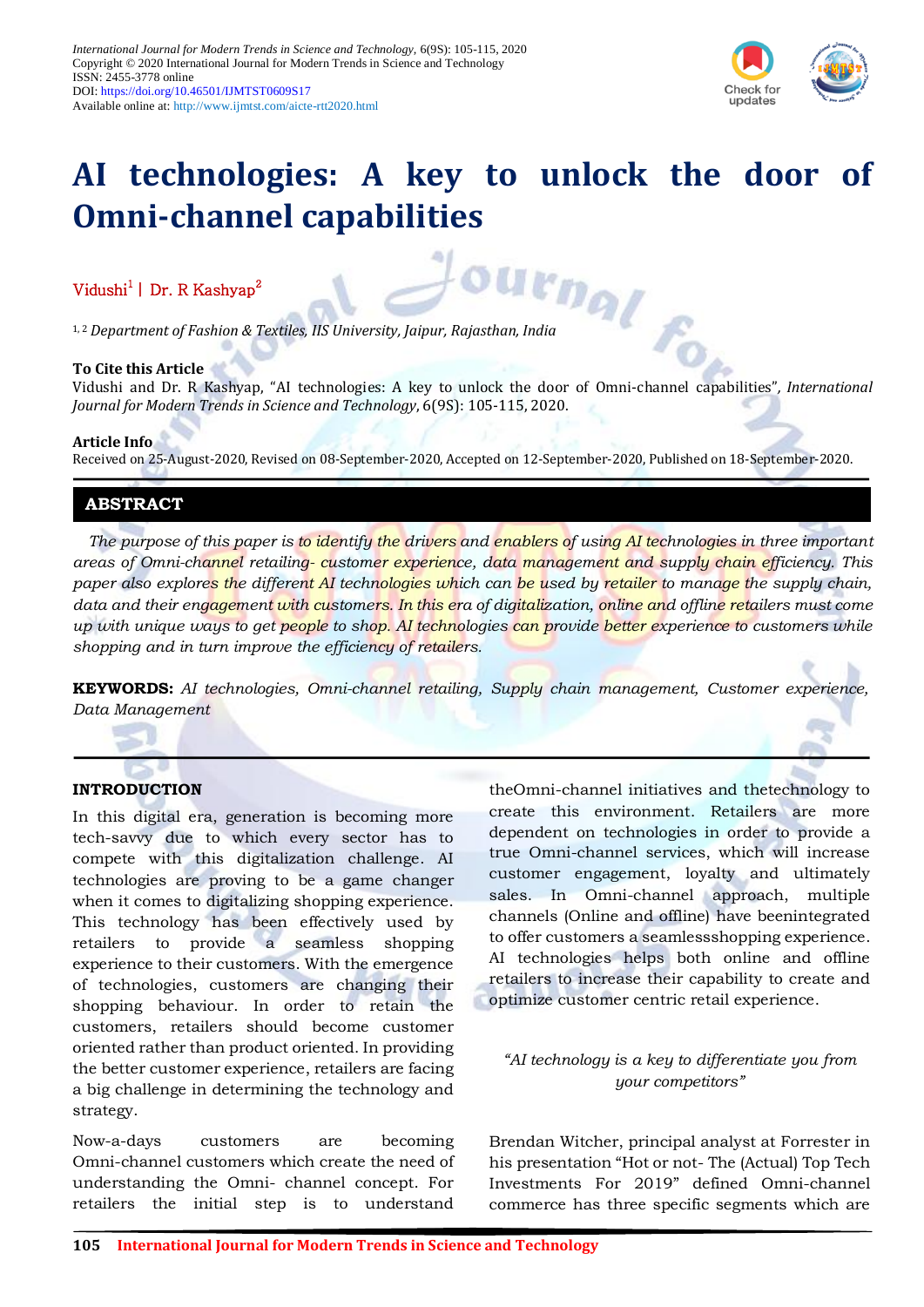International Journal for Modern Trends in Science and Technology, 6(9S): 105-115, 2020
Copyright © 2020 International Journal for Modern Trends in Science and Technology
ISSN: 2455-3778 online
DOI: https://doi.org/10.46501/IJMTST0609S17
Available online at: http://www.ijmtst.com/aicte-rtt2020.html

# AI technologies: A key to unlock the door of Omni-channel capabilities

Vidushi[1] | Dr. R Kashyap[2]

[1, 2] *Department of Fashion & Textiles, IIS University, Jaipur, Rajasthan, India*

**To Cite this Article**
Vidushi and Dr. R Kashyap, "AI technologies: A key to unlock the door of Omni-channel capabilities", *International Journal for Modern Trends in Science and Technology*, 6(9S): 105-115, 2020.

**Article Info**
Received on 25-August-2020, Revised on 08-September-2020, Accepted on 12-September-2020, Published on 18-September-2020.

## ABSTRACT

*The purpose of this paper is to identify the drivers and enablers of using AI technologies in three important areas of Omni-channel retailing- customer experience, data management and supply chain efficiency. This paper also explores the different AI technologies which can be used by retailer to manage the supply chain, data and their engagement with customers. In this era of digitalization, online and offline retailers must come up with unique ways to get people to shop. AI technologies can provide better experience to customers while shopping and in turn improve the efficiency of retailers.*

**KEYWORDS:** *AI technologies, Omni-channel retailing, Supply chain management, Customer experience, Data Management*

## INTRODUCTION

In this digital era, generation is becoming more tech-savvy due to which every sector has to compete with this digitalization challenge. AI technologies are proving to be a game changer when it comes to digitalizing shopping experience. This technology has been effectively used by retailers to provide a seamless shopping experience to their customers. With the emergence of technologies, customers are changing their shopping behaviour. In order to retain the customers, retailers should become customer oriented rather than product oriented. In providing the better customer experience, retailers are facing a big challenge in determining the technology and strategy.

Now-a-days customers are becoming Omni-channel customers which create the need of understanding the Omni- channel concept. For retailers the initial step is to understand theOmni-channel initiatives and thetechnology to create this environment. Retailers are more dependent on technologies in order to provide a true Omni-channel services, which will increase customer engagement, loyalty and ultimately sales. In Omni-channel approach, multiple channels (Online and offline) have beenintegrated to offer customers a seamlessshopping experience. AI technologies helps both online and offline retailers to increase their capability to create and optimize customer centric retail experience.

*"AI technology is a key to differentiate you from your competitors"*

Brendan Witcher, principal analyst at Forrester in his presentation "Hot or not- The (Actual) Top Tech Investments For 2019" defined Omni-channel commerce has three specific segments which are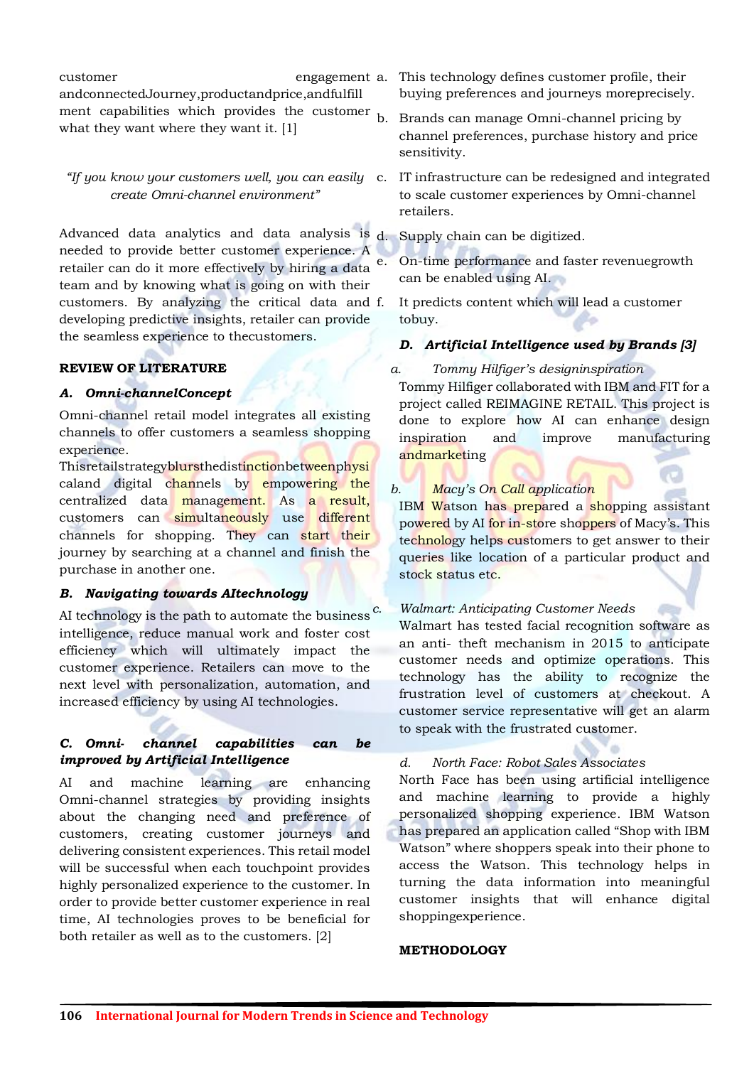customer engagement andconnectedJourney,productandprice,andfulfillment capabilities which provides the customer what they want where they want it. [1]

*"If you know your customers well, you can easily create Omni-channel environment"*

Advanced data analytics and data analysis is needed to provide better customer experience. A retailer can do it more effectively by hiring a data team and by knowing what is going on with their customers. By analyzing the critical data and developing predictive insights, retailer can provide the seamless experience to thecustomers.

## REVIEW OF LITERATURE

### A. Omni-channelConcept

Omni-channel retail model integrates all existing channels to offer customers a seamless shopping experience. Thisretailstrategyblursthedistinctionbetweenphysicaland digital channels by empowering the centralized data management. As a result, customers can simultaneously use different channels for shopping. They can start their journey by searching at a channel and finish the purchase in another one.

### B. Navigating towards AItechnology

AI technology is the path to automate the business intelligence, reduce manual work and foster cost efficiency which will ultimately impact the customer experience. Retailers can move to the next level with personalization, automation, and increased efficiency by using AI technologies.

### C. Omni- channel capabilities can be improved by Artificial Intelligence

AI and machine learning are enhancing Omni-channel strategies by providing insights about the changing need and preference of customers, creating customer journeys and delivering consistent experiences. This retail model will be successful when each touchpoint provides highly personalized experience to the customer. In order to provide better customer experience in real time, AI technologies proves to be beneficial for both retailer as well as to the customers. [2]

a. This technology defines customer profile, their buying preferences and journeys moreprecisely.
b. Brands can manage Omni-channel pricing by channel preferences, purchase history and price sensitivity.
c. IT infrastructure can be redesigned and integrated to scale customer experiences by Omni-channel retailers.
d. Supply chain can be digitized.
e. On-time performance and faster revenuegrowth can be enabled using AI.
f. It predicts content which will lead a customer tobuy.

### D. Artificial Intelligence used by Brands [3]

*a. Tommy Hilfiger's designinspiration*

Tommy Hilfiger collaborated with IBM and FIT for a project called REIMAGINE RETAIL. This project is done to explore how AI can enhance design inspiration and improve manufacturing andmarketing

*b. Macy's On Call application*

IBM Watson has prepared a shopping assistant powered by AI for in-store shoppers of Macy's. This technology helps customers to get answer to their queries like location of a particular product and stock status etc.

*c. Walmart: Anticipating Customer Needs*

Walmart has tested facial recognition software as an anti- theft mechanism in 2015 to anticipate customer needs and optimize operations. This technology has the ability to recognize the frustration level of customers at checkout. A customer service representative will get an alarm to speak with the frustrated customer.

*d. North Face: Robot Sales Associates*

North Face has been using artificial intelligence and machine learning to provide a highly personalized shopping experience. IBM Watson has prepared an application called "Shop with IBM Watson" where shoppers speak into their phone to access the Watson. This technology helps in turning the data information into meaningful customer insights that will enhance digital shoppingexperience.

## METHODOLOGY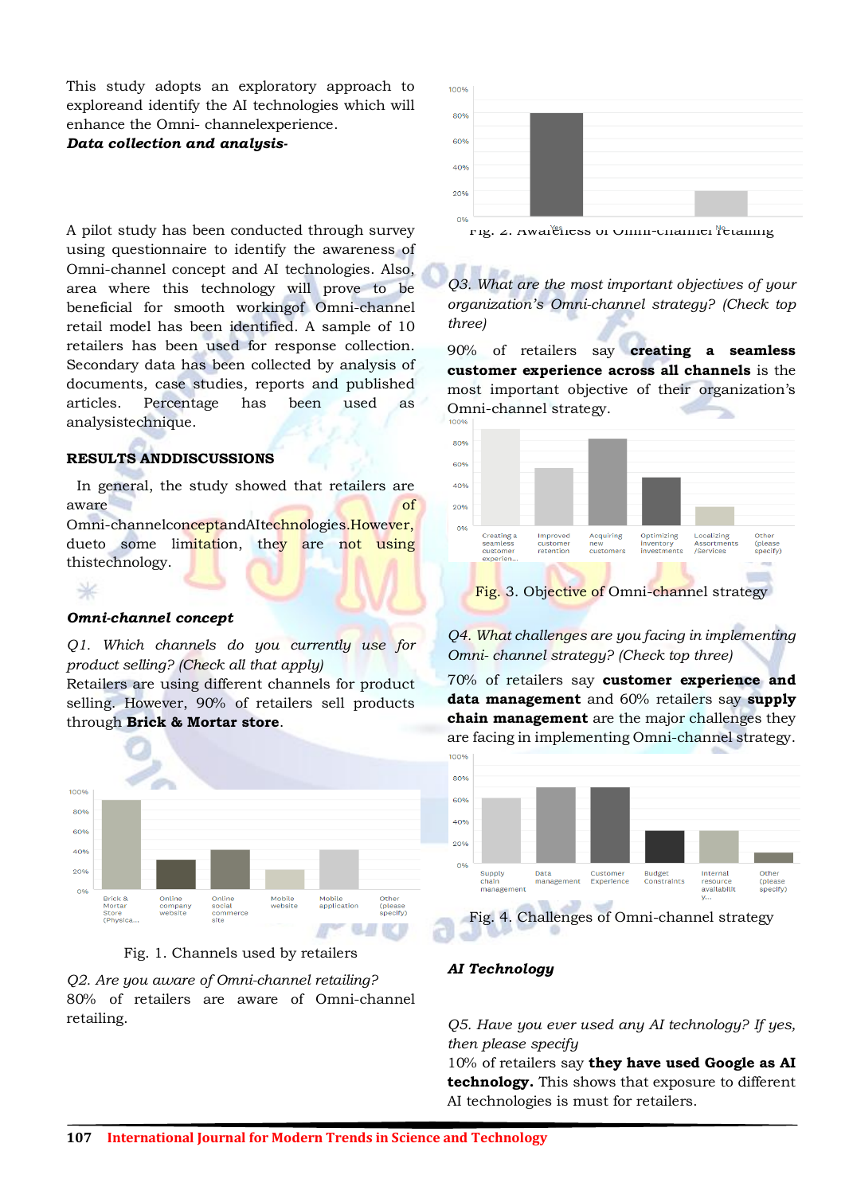This study adopts an exploratory approach to exploreand identify the AI technologies which will enhance the Omni- channelexperience.

***Data collection and analysis-***

A pilot study has been conducted through survey using questionnaire to identify the awareness of Omni-channel concept and AI technologies. Also, area where this technology will prove to be beneficial for smooth workingof Omni-channel retail model has been identified. A sample of 10 retailers has been used for response collection. Secondary data has been collected by analysis of documents, case studies, reports and published articles. Percentage has been used as analysistechnique.

## RESULTS ANDDISCUSSIONS

In general, the study showed that retailers are aware of Omni-channelconceptandAItechnologies.However, dueto some limitation, they are not using thistechnology.

***Omni-channel concept***

*Q1. Which channels do you currently use for product selling? (Check all that apply)*

Retailers are using different channels for product selling. However, 90% of retailers sell products through **Brick & Mortar store**.

Fig. 1. Channels used by retailers

*Q2. Are you aware of Omni-channel retailing?*

80% of retailers are aware of Omni-channel retailing.

Fig. 2. Awareness of Omni-channel retailing

*Q3. What are the most important objectives of your organization's Omni-channel strategy? (Check top three)*

90% of retailers say **creating a seamless customer experience across all channels** is the most important objective of their organization's Omni-channel strategy.

Fig. 3. Objective of Omni-channel strategy

*Q4. What challenges are you facing in implementing Omni- channel strategy? (Check top three)*

70% of retailers say **customer experience and data management** and 60% retailers say **supply chain management** are the major challenges they are facing in implementing Omni-channel strategy.

Fig. 4. Challenges of Omni-channel strategy

***AI Technology***

*Q5. Have you ever used any AI technology? If yes, then please specify*

10% of retailers say **they have used Google as AI technology.** This shows that exposure to different AI technologies is must for retailers.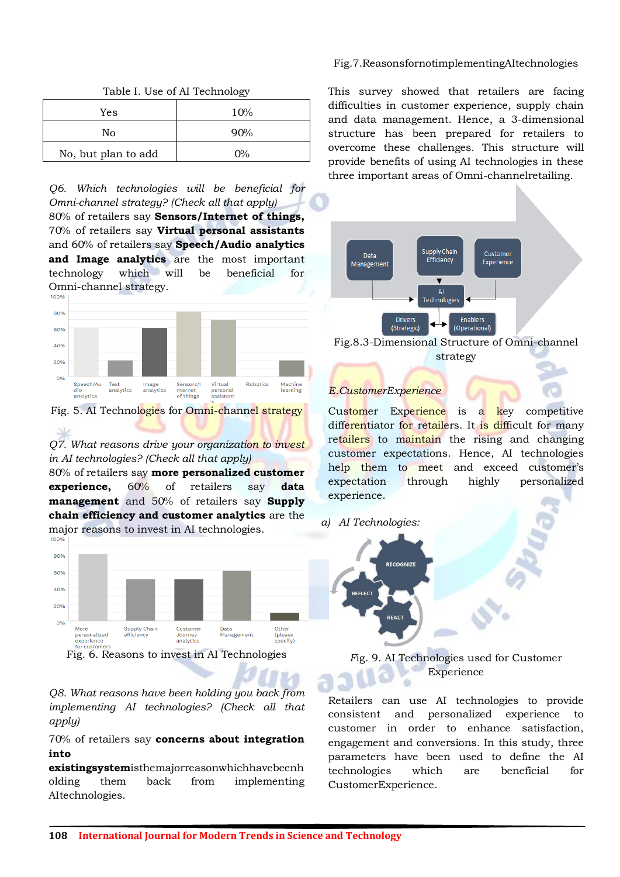Table I. Use of AI Technology

| Yes | 10% |
|---|---|
| No | 90% |
| No, but plan to add | 0% |

*Q6. Which technologies will be beneficial for Omni-channel strategy? (Check all that apply)*

80% of retailers say **Sensors/Internet of things,** 70% of retailers say **Virtual personal assistants** and 60% of retailers say **Speech/Audio analytics and Image analytics** are the most important technology which will be beneficial for Omni-channel strategy.

Fig. 5. AI Technologies for Omni-channel strategy

*Q7. What reasons drive your organization to invest in AI technologies? (Check all that apply)*

80% of retailers say **more personalized customer experience,** 60% of retailers say **data management** and 50% of retailers say **Supply chain efficiency and customer analytics** are the major reasons to invest in AI technologies.

Fig. 6. Reasons to invest in AI Technologies

*Q8. What reasons have been holding you back from implementing AI technologies? (Check all that apply)*

70% of retailers say **concerns about integration into existingsystem**isthemajorreasonwhichhavebeenholding them back from implementing AItechnologies.

Fig.7.ReasonsfornotimplementingAItechnologies

This survey showed that retailers are facing difficulties in customer experience, supply chain and data management. Hence, a 3-dimensional structure has been prepared for retailers to overcome these challenges. This structure will provide benefits of using AI technologies in these three important areas of Omni-channelretailing.

Fig.8.3-Dimensional Structure of Omni-channel strategy

*E.CustomerExperience*

Customer Experience is a key competitive differentiator for retailers. It is difficult for many retailers to maintain the rising and changing customer expectations. Hence, AI technologies help them to meet and exceed customer's expectation through highly personalized experience.

a) *AI Technologies:*

Fig. 9. AI Technologies used for Customer Experience

Retailers can use AI technologies to provide consistent and personalized experience to customer in order to enhance satisfaction, engagement and conversions. In this study, three parameters have been used to define the AI technologies which are beneficial for CustomerExperience.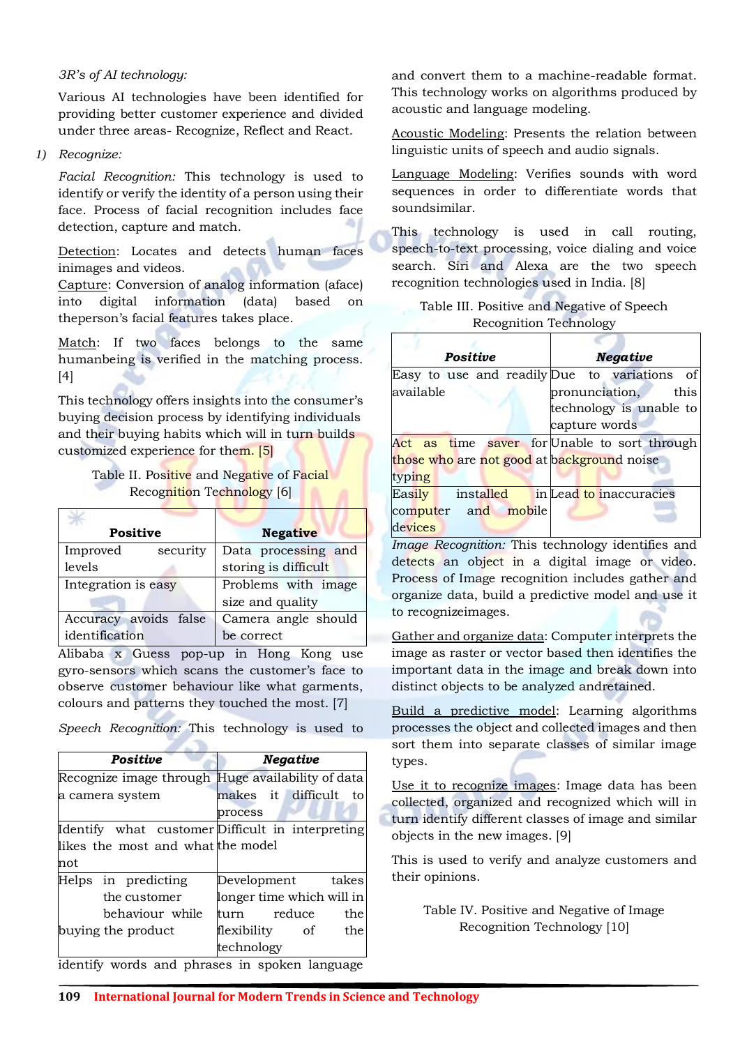*3R's of AI technology:*

Various AI technologies have been identified for providing better customer experience and divided under three areas- Recognize, Reflect and React.

1) *Recognize:*

*Facial Recognition:* This technology is used to identify or verify the identity of a person using their face. Process of facial recognition includes face detection, capture and match.

Detection: Locates and detects human faces inimages and videos.

Capture: Conversion of analog information (aface) into digital information (data) based on theperson's facial features takes place.

Match: If two faces belongs to the same humanbeing is verified in the matching process. [4]

This technology offers insights into the consumer's buying decision process by identifying individuals and their buying habits which will in turn builds customized experience for them. [5]

Table II. Positive and Negative of Facial Recognition Technology [6]

| **Positive** | **Negative** |
|---|---|
| Improved security levels | Data processing and storing is difficult |
| Integration is easy | Problems with image size and quality |
| Accuracy avoids false identification | Camera angle should be correct |

Alibaba x Guess pop-up in Hong Kong use gyro-sensors which scans the customer's face to observe customer behaviour like what garments, colours and patterns they touched the most. [7]

*Speech Recognition:* This technology is used to identify words and phrases in spoken language and convert them to a machine-readable format. This technology works on algorithms produced by acoustic and language modeling.

Acoustic Modeling: Presents the relation between linguistic units of speech and audio signals.

Language Modeling: Verifies sounds with word sequences in order to differentiate words that soundsimilar.

This technology is used in call routing, speech-to-text processing, voice dialing and voice search. Siri and Alexa are the two speech recognition technologies used in India. [8]

Table III. Positive and Negative of Speech Recognition Technology

| **Positive** | **Negative** |
|---|---|
| Easy to use and readily available | Due to variations of pronunciation, this technology is unable to capture words |
| Act as time saver for those who are not good at typing | Unable to sort through background noise |
| Easily installed in computer and mobile devices | Lead to inaccuracies |

*Image Recognition:* This technology identifies and detects an object in a digital image or video. Process of Image recognition includes gather and organize data, build a predictive model and use it to recognizeimages.

Gather and organize data: Computer interprets the image as raster or vector based then identifies the important data in the image and break down into distinct objects to be analyzed andretained.

Build a predictive model: Learning algorithms processes the object and collected images and then sort them into separate classes of similar image types.

Use it to recognize images: Image data has been collected, organized and recognized which will in turn identify different classes of image and similar objects in the new images. [9]

This is used to verify and analyze customers and their opinions.

Table IV. Positive and Negative of Image Recognition Technology [10]

| **Positive** | **Negative** |
|---|---|
| Recognize image through a camera system | Huge availability of data makes it difficult to process |
| Identify what customer likes the most and what not | Difficult in interpreting the model |
| Helps in predicting the customer behaviour while buying the product | Development takes longer time which will in turn reduce the flexibility of the technology |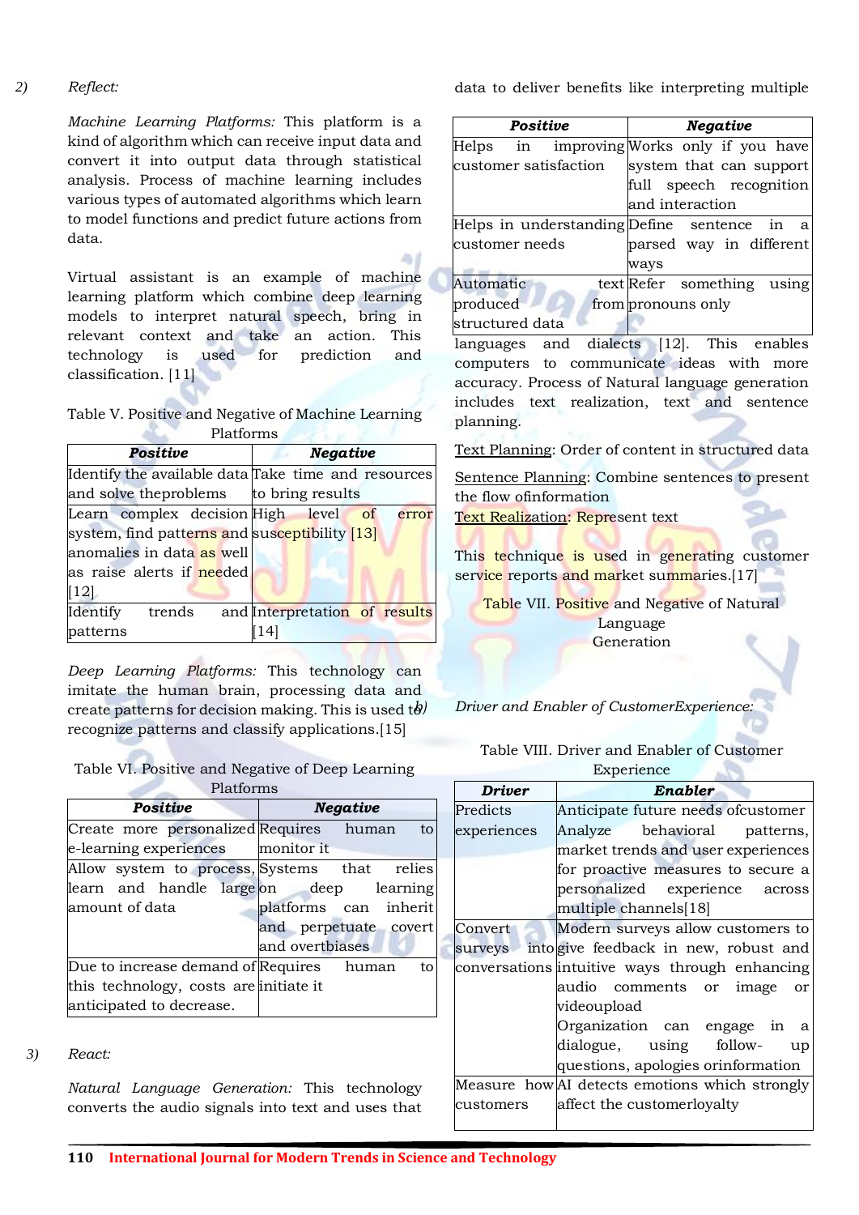2) *Reflect:*

*Machine Learning Platforms:* This platform is a kind of algorithm which can receive input data and convert it into output data through statistical analysis. Process of machine learning includes various types of automated algorithms which learn to model functions and predict future actions from data.

Virtual assistant is an example of machine learning platform which combine deep learning models to interpret natural speech, bring in relevant context and take an action. This technology is used for prediction and classification. [11]

Table V. Positive and Negative of Machine Learning Platforms

| ***Positive*** | ***Negative*** |
|---|---|
| Identify the available data and solve theproblems | Take time and resources to bring results |
| Learn complex decision system, find patterns and anomalies in data as well as raise alerts if needed [12] | High level of error susceptibility [13] |
| Identify trends and patterns | Interpretation of results [14] |

*Deep Learning Platforms:* This technology can imitate the human brain, processing data and create patterns for decision making. This is used to recognize patterns and classify applications.[15]

Table VI. Positive and Negative of Deep Learning Platforms

| ***Positive*** | ***Negative*** |
|---|---|
| Create more personalized e-learning experiences | Requires human to monitor it |
| Allow system to process, learn and handle large amount of data | Systems that relies on deep learning platforms can inherit and perpetuate covert and overtbiases |
| Due to increase demand of this technology, costs are anticipated to decrease. | Requires human to initiate it |

3) *React:*

*Natural Language Generation:* This technology converts the audio signals into text and uses that data to deliver benefits like interpreting multiple languages and dialects [12]. This enables computers to communicate ideas with more accuracy. Process of Natural language generation includes text realization, text and sentence planning.

Text Planning: Order of content in structured data

Sentence Planning: Combine sentences to present the flow ofinformation

Text Realization: Represent text

This technique is used in generating customer service reports and market summaries.[17]

Table VII. Positive and Negative of Natural Language Generation

| ***Positive*** | ***Negative*** |
|---|---|
| Helps in improving customer satisfaction | Works only if you have system that can support full speech recognition and interaction |
| Helps in understanding customer needs | Define sentence in a parsed way in different ways |
| Automatic text produced from structured data | Refer something using pronouns only |

b) *Driver and Enabler of CustomerExperience:*

Table VIII. Driver and Enabler of Customer Experience

| ***Driver*** | ***Enabler*** |
|---|---|
| Predicts experiences | Anticipate future needs ofcustomer Analyze behavioral patterns, market trends and user experiences for proactive measures to secure a personalized experience across multiple channels[18] |
| Convert surveys into conversations | Modern surveys allow customers to give feedback in new, robust and intuitive ways through enhancing audio comments or image or videoupload Organization can engage in a dialogue, using follow- up questions, apologies orinformation |
| Measure how customers | AI detects emotions which strongly affect the customerloyalty |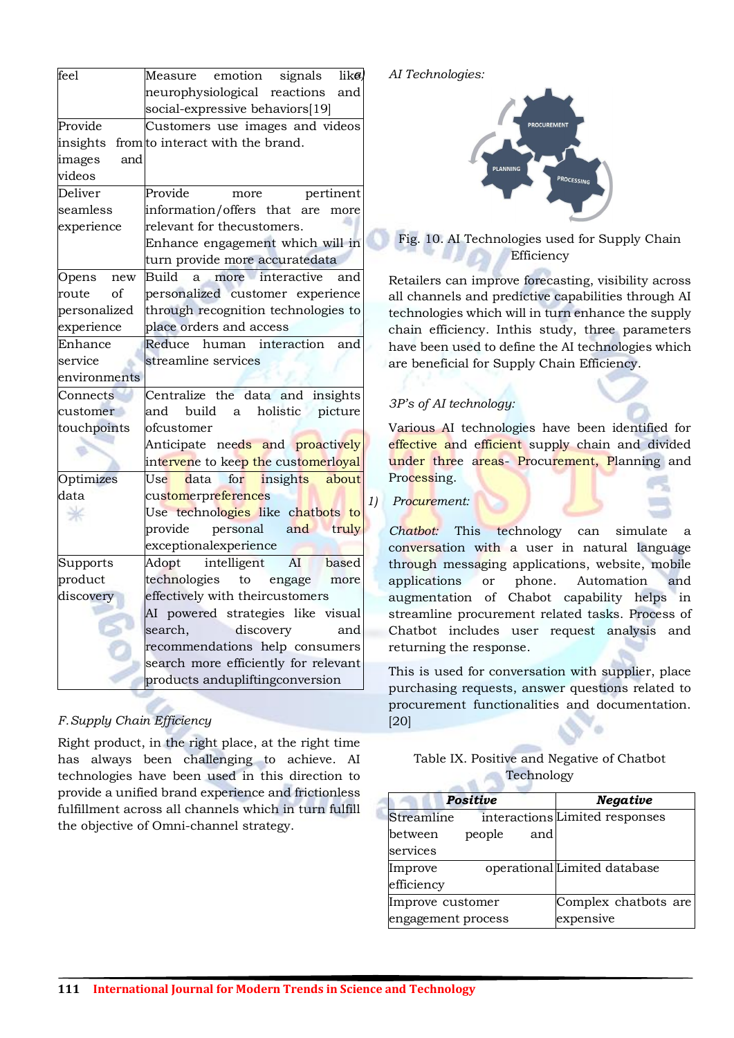| feel | Measure emotion signals like neurophysiological reactions and social-expressive behaviors[19] |
|---|---|
| Provide insights from images and videos | Customers use images and videos to interact with the brand. |
| Deliver seamless experience | Provide more pertinent information/offers that are more relevant for thecustomers. Enhance engagement which will in turn provide more accuratedata |
| Opens new route of personalized experience | Build a more interactive and personalized customer experience through reception technologies to place orders and access |
| Enhance service environments | Reduce human interaction and streamline services |
| Connects customer touchpoints | Centralize the data and insights and build a holistic picture ofcustomer Anticipate needs and proactively intervene to keep the customerloyal |
| Optimizes data | Use data for insights about customerpreferences Use technologies like chatbots to provide personal and truly exceptionalexperience |
| Supports product discovery | Adopt intelligent AI based technologies to engage more effectively with theircustomers AI powered strategies like visual search, discovery and recommendations help consumers search more efficiently for relevant products andupliftingconversion |

*F. Supply Chain Efficiency*

Right product, in the right place, at the right time has always been challenging to achieve. AI technologies have been used in this direction to provide a unified brand experience and frictionless fulfillment across all channels which in turn fulfill the objective of Omni-channel strategy.

*a) AI Technologies:*

Fig. 10. AI Technologies used for Supply Chain Efficiency

Retailers can improve forecasting, visibility across all channels and predictive capabilities through AI technologies which will in turn enhance the supply chain efficiency. Inthis study, three parameters have been used to define the AI technologies which are beneficial for Supply Chain Efficiency.

*3P's of AI technology:*

Various AI technologies have been identified for effective and efficient supply chain and divided under three areas- Procurement, Planning and Processing.

*1) Procurement:*

*Chatbot:* This technology can simulate a conversation with a user in natural language through messaging applications, website, mobile applications or phone. Automation and augmentation of Chabot capability helps in streamline procurement related tasks. Process of Chatbot includes user request analysis and returning the response.

This is used for conversation with supplier, place purchasing requests, answer questions related to procurement functionalities and documentation. [20]

Table IX. Positive and Negative of Chatbot Technology

| **Positive** | **Negative** |
|---|---|
| Streamline interactions between people and services | Limited responses |
| Improve operational efficiency | Limited database |
| Improve customer engagement process | Complex chatbots are expensive |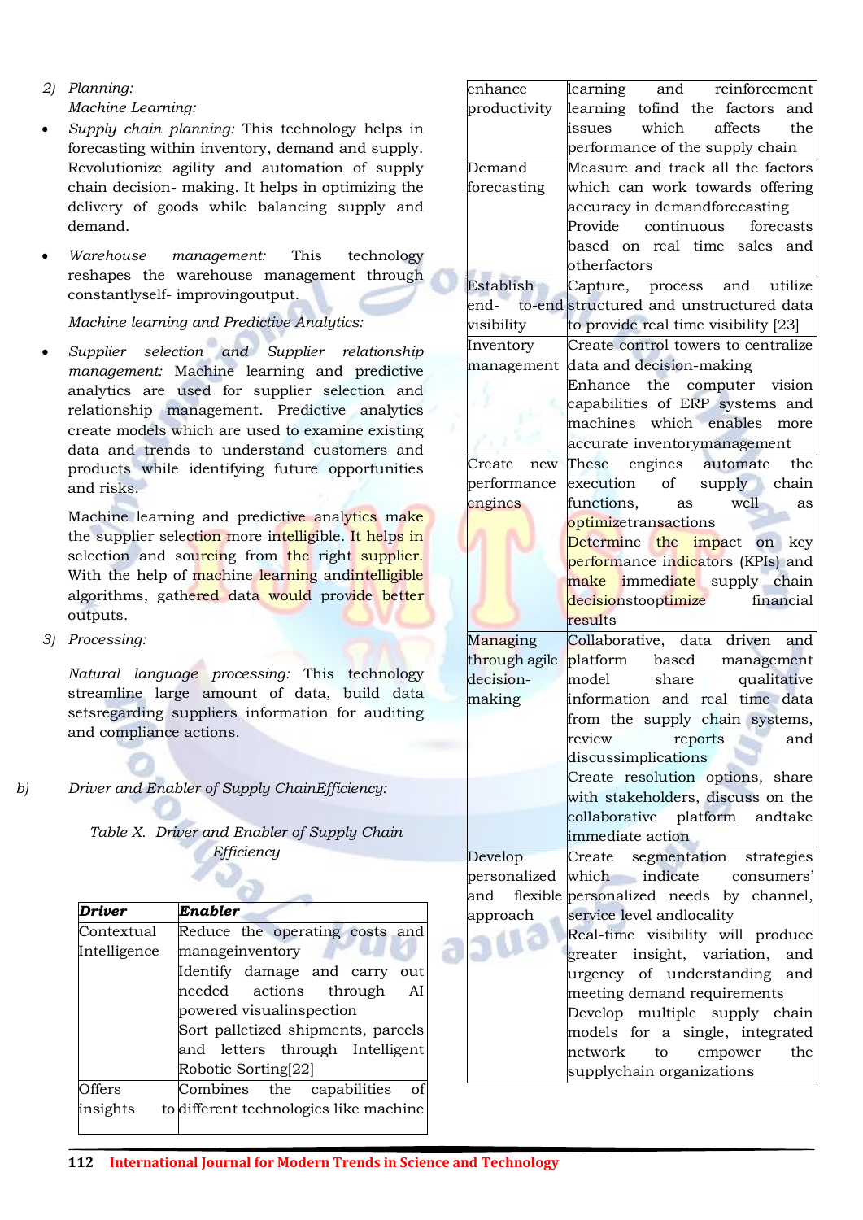2) *Planning:*

*Machine Learning:*

- *Supply chain planning:* This technology helps in forecasting within inventory, demand and supply. Revolutionize agility and automation of supply chain decision- making. It helps in optimizing the delivery of goods while balancing supply and demand.

- *Warehouse management:* This technology reshapes the warehouse management through constantlyself- improvingoutput.

*Machine learning and Predictive Analytics:*

- *Supplier selection and Supplier relationship management:* Machine learning and predictive analytics are used for supplier selection and relationship management. Predictive analytics create models which are used to examine existing data and trends to understand customers and products while identifying future opportunities and risks.

Machine learning and predictive analytics make the supplier selection more intelligible. It helps in selection and sourcing from the right supplier. With the help of machine learning andintelligible algorithms, gathered data would provide better outputs.

3) *Processing:*

*Natural language processing:* This technology streamline large amount of data, build data setsregarding suppliers information for auditing and compliance actions.

b) *Driver and Enabler of Supply ChainEfficiency:*

*Table X. Driver and Enabler of Supply Chain Efficiency*

| ***Driver*** | ***Enabler*** |
|---|---|
| Contextual Intelligence | Reduce the operating costs and manageinventory<br>Identify damage and carry out needed actions through AI powered visualinspection<br>Sort palletized shipments, parcels and letters through Intelligent Robotic Sorting[22] |
| Offers insights to enhance productivity | Combines the capabilities of different technologies like machine learning and reinforcement learning tofind the factors and issues which affects the performance of the supply chain |
| Demand forecasting | Measure and track all the factors which can work towards offering accuracy in demandforecasting<br>Provide continuous forecasts based on real time sales and otherfactors |
| Establish end- to-end visibility | Capture, process and utilize structured and unstructured data to provide real time visibility [23] |
| Inventory management | Create control towers to centralize data and decision-making<br>Enhance the computer vision capabilities of ERP systems and machines which enables more accurate inventorymanagement |
| Create new performance engines | These engines automate the execution of supply chain functions, as well as optimizetransactions<br>Determine the impact on key performance indicators (KPIs) and make immediate supply chain decisionstooptimize financial results |
| Managing through agile decision-making | Collaborative, data driven and platform based management model share qualitative information and real time data from the supply chain systems, review reports and discussimplications<br>Create resolution options, share with stakeholders, discuss on the collaborative platform andtake immediate action |
| Develop personalized and flexible approach | Create segmentation strategies which indicate consumers' personalized needs by channel, service level andlocality<br>Real-time visibility will produce greater insight, variation, and urgency of understanding and meeting demand requirements<br>Develop multiple supply chain models for a single, integrated network to empower the supplychain organizations |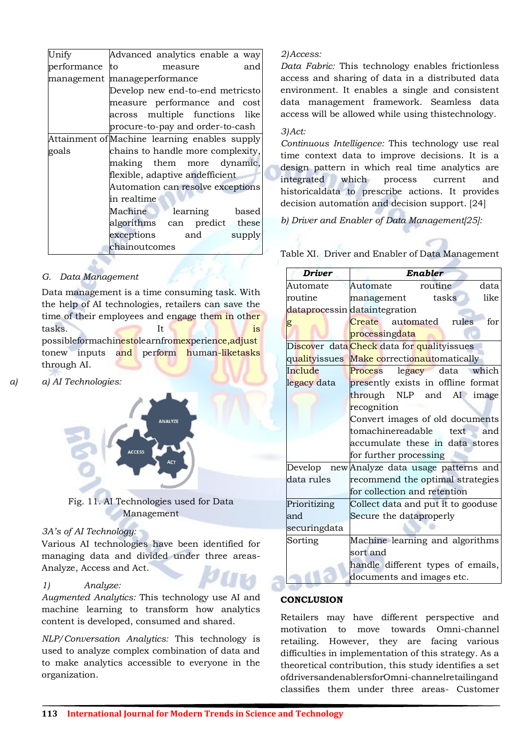| | |
|---|---|
| Unify performance management | Advanced analytics enable a way to measure and manageperformance<br>Develop new end-to-end metricsto measure performance and cost across multiple functions like procure-to-pay and order-to-cash |
| Attainment of goals | Machine learning enables supply chains to handle more complexity, making them more dynamic, flexible, adaptive andefficient<br>Automation can resolve exceptions in realtime<br>Machine learning based algorithms can predict these exceptions and supply chainoutcomes |

## G. Data Management

Data management is a time consuming task. With the help of AI technologies, retailers can save the time of their employees and engage them in other tasks. It is possibleformachinestolearnfromexperience,adjust tonew inputs and perform human-liketasks through AI.

*a) AI Technologies:*

Fig. 11. AI Technologies used for Data Management

*3A's of AI Technology:*

Various AI technologies have been identified for managing data and divided under three areas- Analyze, Access and Act.

*1) Analyze:*

*Augmented Analytics:* This technology use AI and machine learning to transform how analytics content is developed, consumed and shared.

*NLP/Conversation Analytics:* This technology is used to analyze complex combination of data and to make analytics accessible to everyone in the organization.

*2) Access:*

*Data Fabric:* This technology enables frictionless access and sharing of data in a distributed data environment. It enables a single and consistent data management framework. Seamless data access will be allowed while using thistechnology.

*3) Act:*

*Continuous Intelligence:* This technology use real time context data to improve decisions. It is a design pattern in which real time analytics are integrated which process current and historicaldata to prescribe actions. It provides decision automation and decision support. [24]

*b) Driver and Enabler of Data Management[25]:*

Table XI. Driver and Enabler of Data Management

| ***Driver*** | ***Enabler*** |
|---|---|
| Automate routine dataprocessing | Automate routine data management tasks like dataintegration<br>Create automated rules for processingdata |
| Discover data qualityissues | Check data for qualityissues<br>Make correctionautomatically |
| Include legacy data | Process legacy data which presently exists in offline format through NLP and AI image recognition<br>Convert images of old documents tomachinereadable text and accumulate these in data stores for further processing |
| Develop new data rules | Analyze data usage patterns and recommend the optimal strategies for collection and retention |
| Prioritizing and securingdata | Collect data and put it to gooduse<br>Secure the dataproperly |
| Sorting | Machine learning and algorithms sort and handle different types of emails, documents and images etc. |

## CONCLUSION

Retailers may have different perspective and motivation to move towards Omni-channel retailing. However, they are facing various difficulties in implementation of this strategy. As a theoretical contribution, this study identifies a set ofdriversandenablersforOmni-channelretailingand classifies them under three areas- Customer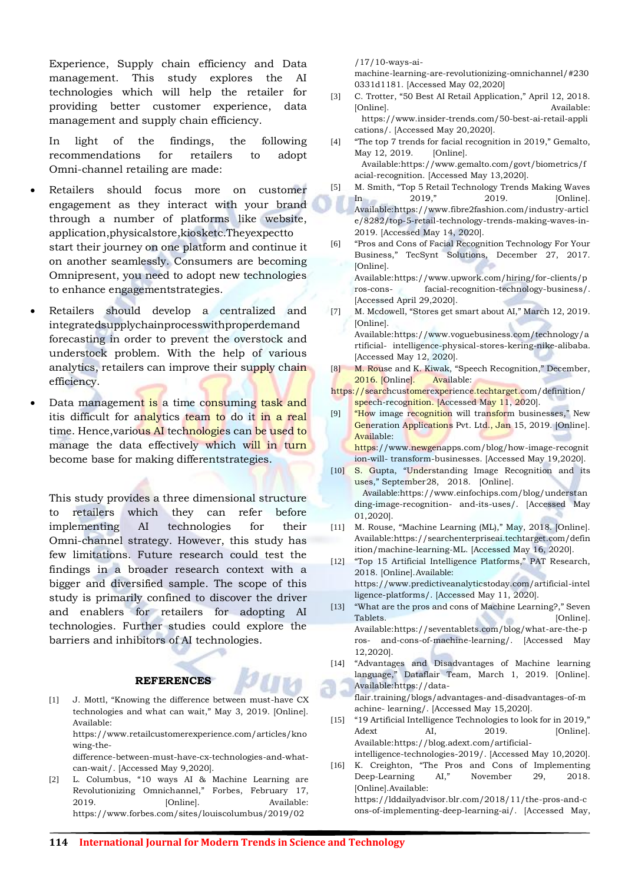Experience, Supply chain efficiency and Data management. This study explores the AI technologies which will help the retailer for providing better customer experience, data management and supply chain efficiency.

In light of the findings, the following recommendations for retailers to adopt Omni-channel retailing are made:

- Retailers should focus more on customer engagement as they interact with your brand through a number of platforms like website, application,physicalstore,kiosketc.Theyexpectto start their journey on one platform and continue it on another seamlessly. Consumers are becoming Omnipresent, you need to adopt new technologies to enhance engagementstrategies.
- Retailers should develop a centralized and integratedsupplychainprocesswithproperdemand forecasting in order to prevent the overstock and understock problem. With the help of various analytics, retailers can improve their supply chain efficiency.
- Data management is a time consuming task and itis difficult for analytics team to do it in a real time. Hence,various AI technologies can be used to manage the data effectively which will in turn become base for making differentstrategies.

This study provides a three dimensional structure to retailers which they can refer before implementing AI technologies for their Omni-channel strategy. However, this study has few limitations. Future research could test the findings in a broader research context with a bigger and diversified sample. The scope of this study is primarily confined to discover the driver and enablers for retailers for adopting AI technologies. Further studies could explore the barriers and inhibitors of AI technologies.

## REFERENCES

[1] J. Mottl, "Knowing the difference between must-have CX technologies and what can wait," May 3, 2019. [Online]. Available: https://www.retailcustomerexperience.com/articles/knowing-the-difference-between-must-have-cx-technologies-and-what-can-wait/. [Accessed May 9,2020].

[2] L. Columbus, "10 ways AI & Machine Learning are Revolutionizing Omnichannel," Forbes, February 17, 2019. [Online]. Available: https://www.forbes.com/sites/louiscolumbus/2019/02/17/10-ways-ai-machine-learning-are-revolutionizing-omnichannel/#2300331d1181. [Accessed May 02,2020]

[3] C. Trotter, "50 Best AI Retail Application," April 12, 2018. [Online]. Available: https://www.insider-trends.com/50-best-ai-retail-applications/. [Accessed May 20,2020].

[4] "The top 7 trends for facial recognition in 2019," Gemalto, May 12, 2019. [Online]. Available:https://www.gemalto.com/govt/biometrics/facial-recognition. [Accessed May 13,2020].

[5] M. Smith, "Top 5 Retail Technology Trends Making Waves In 2019," 2019. [Online]. Available:https://www.fibre2fashion.com/industry-article/8282/top-5-retail-technology-trends-making-waves-in-2019. [Accessed May 14, 2020].

[6] "Pros and Cons of Facial Recognition Technology For Your Business," TecSynt Solutions, December 27, 2017. [Online]. Available:https://www.upwork.com/hiring/for-clients/pros-cons- facial-recognition-technology-business/. [Accessed April 29,2020].

[7] M. Mcdowell, "Stores get smart about AI," March 12, 2019. [Online]. Available:https://www.voguebusiness.com/technology/artificial- intelligence-physical-stores-kering-nike-alibaba. [Accessed May 12, 2020].

[8] M. Rouse and K. Kiwak, "Speech Recognition," December, 2016. [Online]. Available: https://searchcustomerexperience.techtarget.com/definition/speech-recognition. [Accessed May 11, 2020].

[9] "How image recognition will transform businesses," New Generation Applications Pvt. Ltd., Jan 15, 2019. [Online]. Available: https://www.newgenapps.com/blog/how-image-recognition-will- transform-businesses. [Accessed May 19,2020].

[10] S. Gupta, "Understanding Image Recognition and its uses," September28, 2018. [Online]. Available:https://www.einfochips.com/blog/understanding-image-recognition- and-its-uses/. [Accessed May 01,2020].

[11] M. Rouse, "Machine Learning (ML)," May, 2018. [Online]. Available:https://searchenterpriseai.techtarget.com/definition/machine-learning-ML. [Accessed May 16, 2020].

[12] "Top 15 Artificial Intelligence Platforms," PAT Research, 2018. [Online].Available: https://www.predictiveanalyticstoday.com/artificial-intelligence-platforms/. [Accessed May 11, 2020].

[13] "What are the pros and cons of Machine Learning?," Seven Tablets. [Online]. Available:https://seventablets.com/blog/what-are-the-pros- and-cons-of-machine-learning/. [Accessed May 12,2020].

[14] "Advantages and Disadvantages of Machine learning language," Dataflair Team, March 1, 2019. [Online]. Available:https://data-flair.training/blogs/advantages-and-disadvantages-of-machine- learning/. [Accessed May 15,2020].

[15] "19 Artificial Intelligence Technologies to look for in 2019," Adext AI, 2019. [Online]. Available:https://blog.adext.com/artificial-intelligence-technologies-2019/. [Accessed May 10,2020].

[16] K. Creighton, "The Pros and Cons of Implementing Deep-Learning AI," November 29, 2018. [Online].Available: https://lddailyadvisor.blr.com/2018/11/the-pros-and-cons-of-implementing-deep-learning-ai/. [Accessed May,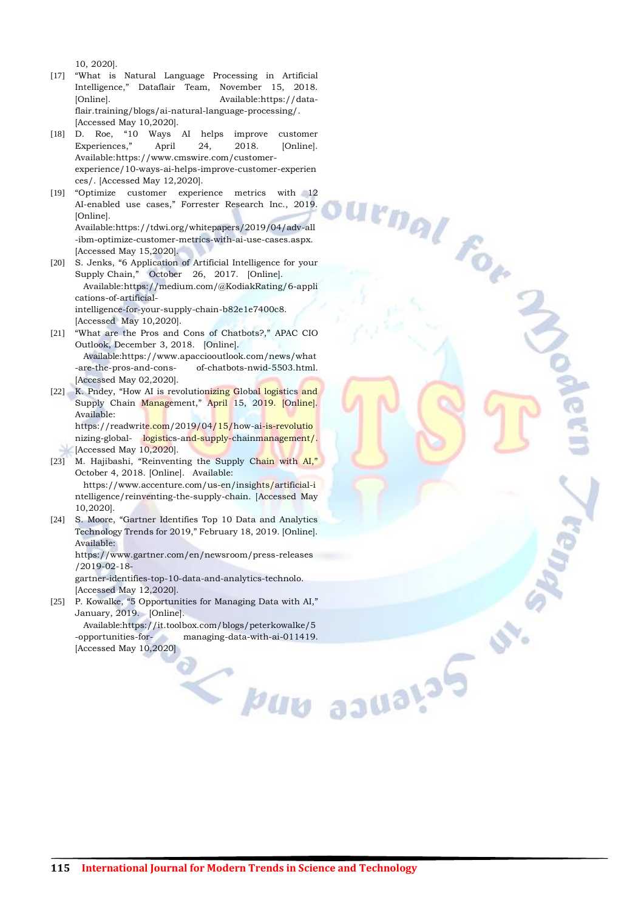10, 2020].

[17] "What is Natural Language Processing in Artificial Intelligence," Dataflair Team, November 15, 2018. [Online]. Available:https://data-flair.training/blogs/ai-natural-language-processing/. [Accessed May 10,2020].

[18] D. Roe, "10 Ways AI helps improve customer Experiences," April 24, 2018. [Online]. Available:https://www.cmswire.com/customer-experience/10-ways-ai-helps-improve-customer-experiences/. [Accessed May 12,2020].

[19] "Optimize customer experience metrics with 12 AI-enabled use cases," Forrester Research Inc., 2019. [Online]. Available:https://tdwi.org/whitepapers/2019/04/adv-all-ibm-optimize-customer-metrics-with-ai-use-cases.aspx. [Accessed May 15,2020].

[20] S. Jenks, "6 Application of Artificial Intelligence for your Supply Chain," October 26, 2017. [Online]. Available:https://medium.com/@KodiakRating/6-applications-of-artificial-intelligence-for-your-supply-chain-b82e1e7400c8. [Accessed May 10,2020].

[21] "What are the Pros and Cons of Chatbots?," APAC CIO Outlook, December 3, 2018. [Online]. Available:https://www.apaccioutlook.com/news/what-are-the-pros-and-cons- of-chatbots-nwid-5503.html. [Accessed May 02,2020].

[22] K. Pndey, "How AI is revolutionizing Global logistics and Supply Chain Management," April 15, 2019. [Online]. Available: https://readwrite.com/2019/04/15/how-ai-is-revolutionizing-global- logistics-and-supply-chainmanagement/. [Accessed May 10,2020].

[23] M. Hajibashi, "Reinventing the Supply Chain with AI," October 4, 2018. [Online]. Available: https://www.accenture.com/us-en/insights/artificial-intelligence/reinventing-the-supply-chain. [Accessed May 10,2020].

[24] S. Moore, "Gartner Identifies Top 10 Data and Analytics Technology Trends for 2019," February 18, 2019. [Online]. Available: https://www.gartner.com/en/newsroom/press-releases/2019-02-18-gartner-identifies-top-10-data-and-analytics-technolo. [Accessed May 12,2020].

[25] P. Kowalke, "5 Opportunities for Managing Data with AI," January, 2019. [Online]. Available:https://it.toolbox.com/blogs/peterkowalke/5-opportunities-for- managing-data-with-ai-011419. [Accessed May 10,2020]